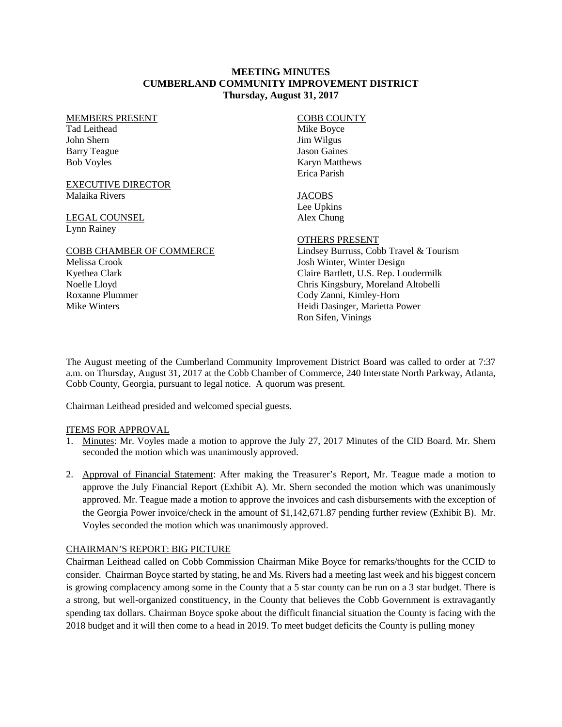# MEETING MINUTES
# CUMBERLAND COMMUNITY IMPROVEMENT DISTRICT
**Thursday, August 31, 2017**

MEMBERS PRESENT
Tad Leithead
John Shern
Barry Teague
Bob Voyles

EXECUTIVE DIRECTOR
Malaika Rivers

LEGAL COUNSEL
Lynn Rainey

COBB CHAMBER OF COMMERCE
Melissa Crook
Kyethea Clark
Noelle Lloyd
Roxanne Plummer
Mike Winters

COBB COUNTY
Mike Boyce
Jim Wilgus
Jason Gaines
Karyn Matthews
Erica Parish

JACOBS
Lee Upkins
Alex Chung

OTHERS PRESENT
Lindsey Burruss, Cobb Travel & Tourism
Josh Winter, Winter Design
Claire Bartlett, U.S. Rep. Loudermilk
Chris Kingsbury, Moreland Altobelli
Cody Zanni, Kimley-Horn
Heidi Dasinger, Marietta Power
Ron Sifen, Vinings

The August meeting of the Cumberland Community Improvement District Board was called to order at 7:37 a.m. on Thursday, August 31, 2017 at the Cobb Chamber of Commerce, 240 Interstate North Parkway, Atlanta, Cobb County, Georgia, pursuant to legal notice. A quorum was present.

Chairman Leithead presided and welcomed special guests.

ITEMS FOR APPROVAL

1. Minutes: Mr. Voyles made a motion to approve the July 27, 2017 Minutes of the CID Board. Mr. Shern seconded the motion which was unanimously approved.

2. Approval of Financial Statement: After making the Treasurer's Report, Mr. Teague made a motion to approve the July Financial Report (Exhibit A). Mr. Shern seconded the motion which was unanimously approved. Mr. Teague made a motion to approve the invoices and cash disbursements with the exception of the Georgia Power invoice/check in the amount of $1,142,671.87 pending further review (Exhibit B). Mr. Voyles seconded the motion which was unanimously approved.

CHAIRMAN'S REPORT: BIG PICTURE

Chairman Leithead called on Cobb Commission Chairman Mike Boyce for remarks/thoughts for the CCID to consider. Chairman Boyce started by stating, he and Ms. Rivers had a meeting last week and his biggest concern is growing complacency among some in the County that a 5 star county can be run on a 3 star budget. There is a strong, but well-organized constituency, in the County that believes the Cobb Government is extravagantly spending tax dollars. Chairman Boyce spoke about the difficult financial situation the County is facing with the 2018 budget and it will then come to a head in 2019. To meet budget deficits the County is pulling money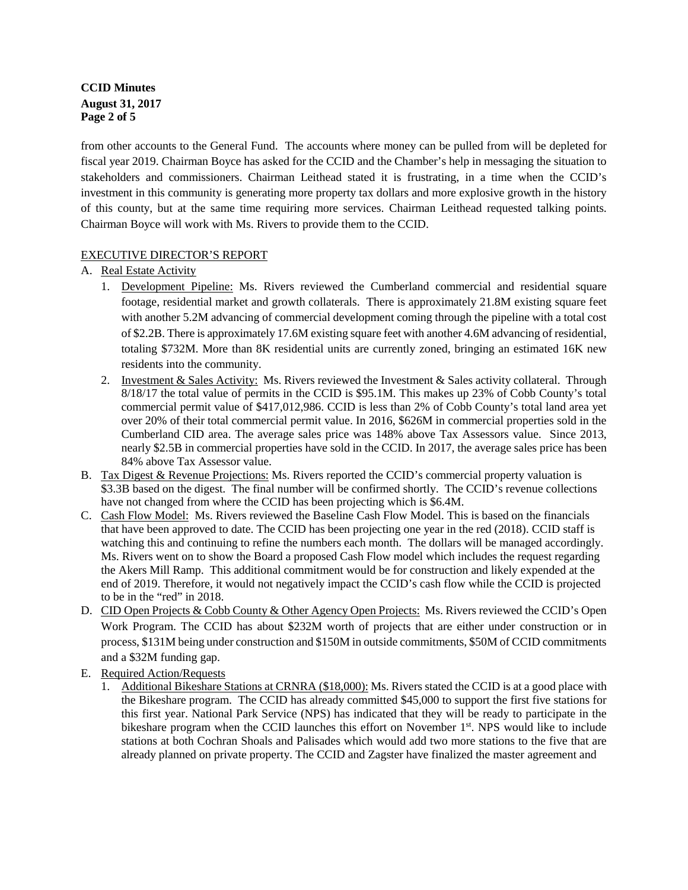from other accounts to the General Fund. The accounts where money can be pulled from will be depleted for fiscal year 2019. Chairman Boyce has asked for the CCID and the Chamber's help in messaging the situation to stakeholders and commissioners. Chairman Leithead stated it is frustrating, in a time when the CCID's investment in this community is generating more property tax dollars and more explosive growth in the history of this county, but at the same time requiring more services. Chairman Leithead requested talking points. Chairman Boyce will work with Ms. Rivers to provide them to the CCID.

## EXECUTIVE DIRECTOR'S REPORT

A. Real Estate Activity

1. Development Pipeline: Ms. Rivers reviewed the Cumberland commercial and residential square footage, residential market and growth collaterals. There is approximately 21.8M existing square feet with another 5.2M advancing of commercial development coming through the pipeline with a total cost of $2.2B. There is approximately 17.6M existing square feet with another 4.6M advancing of residential, totaling $732M. More than 8K residential units are currently zoned, bringing an estimated 16K new residents into the community.
2. Investment & Sales Activity: Ms. Rivers reviewed the Investment & Sales activity collateral. Through 8/18/17 the total value of permits in the CCID is $95.1M. This makes up 23% of Cobb County's total commercial permit value of $417,012,986. CCID is less than 2% of Cobb County's total land area yet over 20% of their total commercial permit value. In 2016, $626M in commercial properties sold in the Cumberland CID area. The average sales price was 148% above Tax Assessors value. Since 2013, nearly $2.5B in commercial properties have sold in the CCID. In 2017, the average sales price has been 84% above Tax Assessor value.

B. Tax Digest & Revenue Projections: Ms. Rivers reported the CCID's commercial property valuation is $3.3B based on the digest. The final number will be confirmed shortly. The CCID's revenue collections have not changed from where the CCID has been projecting which is $6.4M.

C. Cash Flow Model: Ms. Rivers reviewed the Baseline Cash Flow Model. This is based on the financials that have been approved to date. The CCID has been projecting one year in the red (2018). CCID staff is watching this and continuing to refine the numbers each month. The dollars will be managed accordingly. Ms. Rivers went on to show the Board a proposed Cash Flow model which includes the request regarding the Akers Mill Ramp. This additional commitment would be for construction and likely expended at the end of 2019. Therefore, it would not negatively impact the CCID's cash flow while the CCID is projected to be in the "red" in 2018.

D. CID Open Projects & Cobb County & Other Agency Open Projects: Ms. Rivers reviewed the CCID's Open Work Program. The CCID has about $232M worth of projects that are either under construction or in process, $131M being under construction and $150M in outside commitments, $50M of CCID commitments and a $32M funding gap.

E. Required Action/Requests

1. Additional Bikeshare Stations at CRNRA ($18,000): Ms. Rivers stated the CCID is at a good place with the Bikeshare program. The CCID has already committed $45,000 to support the first five stations for this first year. National Park Service (NPS) has indicated that they will be ready to participate in the bikeshare program when the CCID launches this effort on November 1st. NPS would like to include stations at both Cochran Shoals and Palisades which would add two more stations to the five that are already planned on private property. The CCID and Zagster have finalized the master agreement and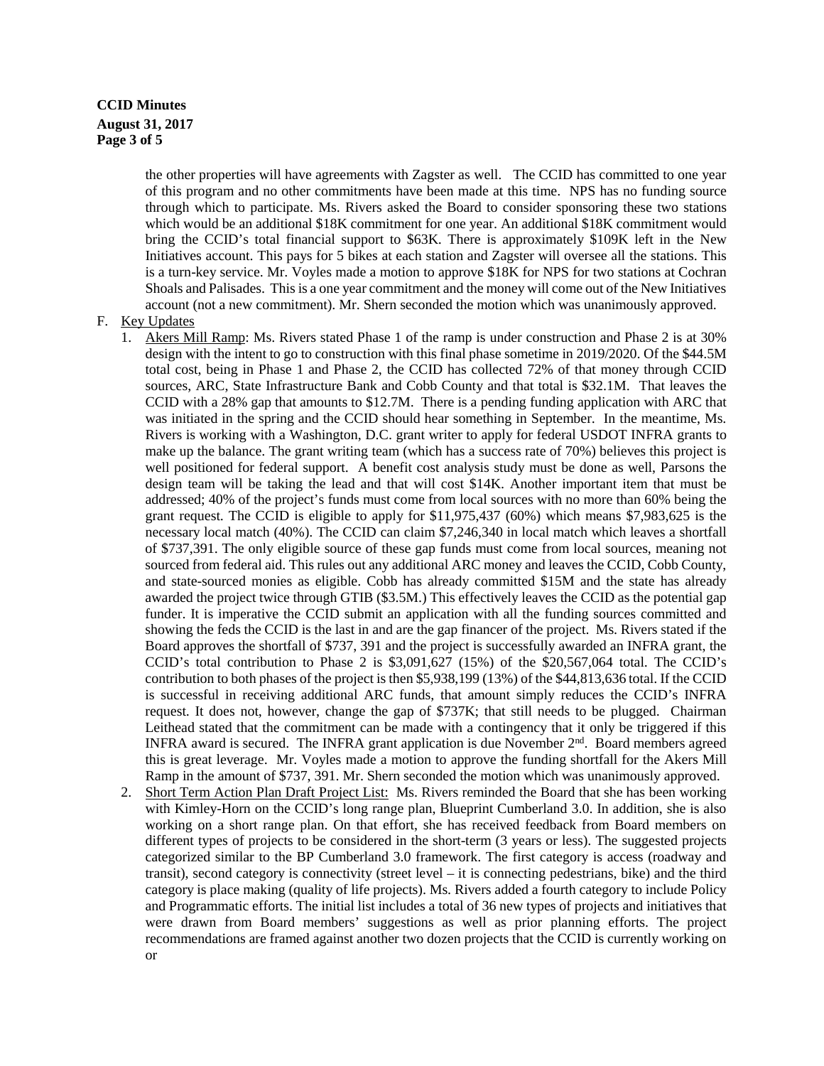the other properties will have agreements with Zagster as well. The CCID has committed to one year of this program and no other commitments have been made at this time. NPS has no funding source through which to participate. Ms. Rivers asked the Board to consider sponsoring these two stations which would be an additional $18K commitment for one year. An additional $18K commitment would bring the CCID's total financial support to $63K. There is approximately $109K left in the New Initiatives account. This pays for 5 bikes at each station and Zagster will oversee all the stations. This is a turn-key service. Mr. Voyles made a motion to approve $18K for NPS for two stations at Cochran Shoals and Palisades. This is a one year commitment and the money will come out of the New Initiatives account (not a new commitment). Mr. Shern seconded the motion which was unanimously approved.

F. Key Updates

1. Akers Mill Ramp: Ms. Rivers stated Phase 1 of the ramp is under construction and Phase 2 is at 30% design with the intent to go to construction with this final phase sometime in 2019/2020. Of the $44.5M total cost, being in Phase 1 and Phase 2, the CCID has collected 72% of that money through CCID sources, ARC, State Infrastructure Bank and Cobb County and that total is $32.1M. That leaves the CCID with a 28% gap that amounts to $12.7M. There is a pending funding application with ARC that was initiated in the spring and the CCID should hear something in September. In the meantime, Ms. Rivers is working with a Washington, D.C. grant writer to apply for federal USDOT INFRA grants to make up the balance. The grant writing team (which has a success rate of 70%) believes this project is well positioned for federal support. A benefit cost analysis study must be done as well, Parsons the design team will be taking the lead and that will cost $14K. Another important item that must be addressed; 40% of the project's funds must come from local sources with no more than 60% being the grant request. The CCID is eligible to apply for $11,975,437 (60%) which means $7,983,625 is the necessary local match (40%). The CCID can claim $7,246,340 in local match which leaves a shortfall of $737,391. The only eligible source of these gap funds must come from local sources, meaning not sourced from federal aid. This rules out any additional ARC money and leaves the CCID, Cobb County, and state-sourced monies as eligible. Cobb has already committed $15M and the state has already awarded the project twice through GTIB ($3.5M.) This effectively leaves the CCID as the potential gap funder. It is imperative the CCID submit an application with all the funding sources committed and showing the feds the CCID is the last in and are the gap financer of the project. Ms. Rivers stated if the Board approves the shortfall of $737, 391 and the project is successfully awarded an INFRA grant, the CCID's total contribution to Phase 2 is $3,091,627 (15%) of the $20,567,064 total. The CCID's contribution to both phases of the project is then $5,938,199 (13%) of the $44,813,636 total. If the CCID is successful in receiving additional ARC funds, that amount simply reduces the CCID's INFRA request. It does not, however, change the gap of $737K; that still needs to be plugged. Chairman Leithead stated that the commitment can be made with a contingency that it only be triggered if this INFRA award is secured. The INFRA grant application is due November 2nd. Board members agreed this is great leverage. Mr. Voyles made a motion to approve the funding shortfall for the Akers Mill Ramp in the amount of $737, 391. Mr. Shern seconded the motion which was unanimously approved.

2. Short Term Action Plan Draft Project List: Ms. Rivers reminded the Board that she has been working with Kimley-Horn on the CCID's long range plan, Blueprint Cumberland 3.0. In addition, she is also working on a short range plan. On that effort, she has received feedback from Board members on different types of projects to be considered in the short-term (3 years or less). The suggested projects categorized similar to the BP Cumberland 3.0 framework. The first category is access (roadway and transit), second category is connectivity (street level – it is connecting pedestrians, bike) and the third category is place making (quality of life projects). Ms. Rivers added a fourth category to include Policy and Programmatic efforts. The initial list includes a total of 36 new types of projects and initiatives that were drawn from Board members' suggestions as well as prior planning efforts. The project recommendations are framed against another two dozen projects that the CCID is currently working on or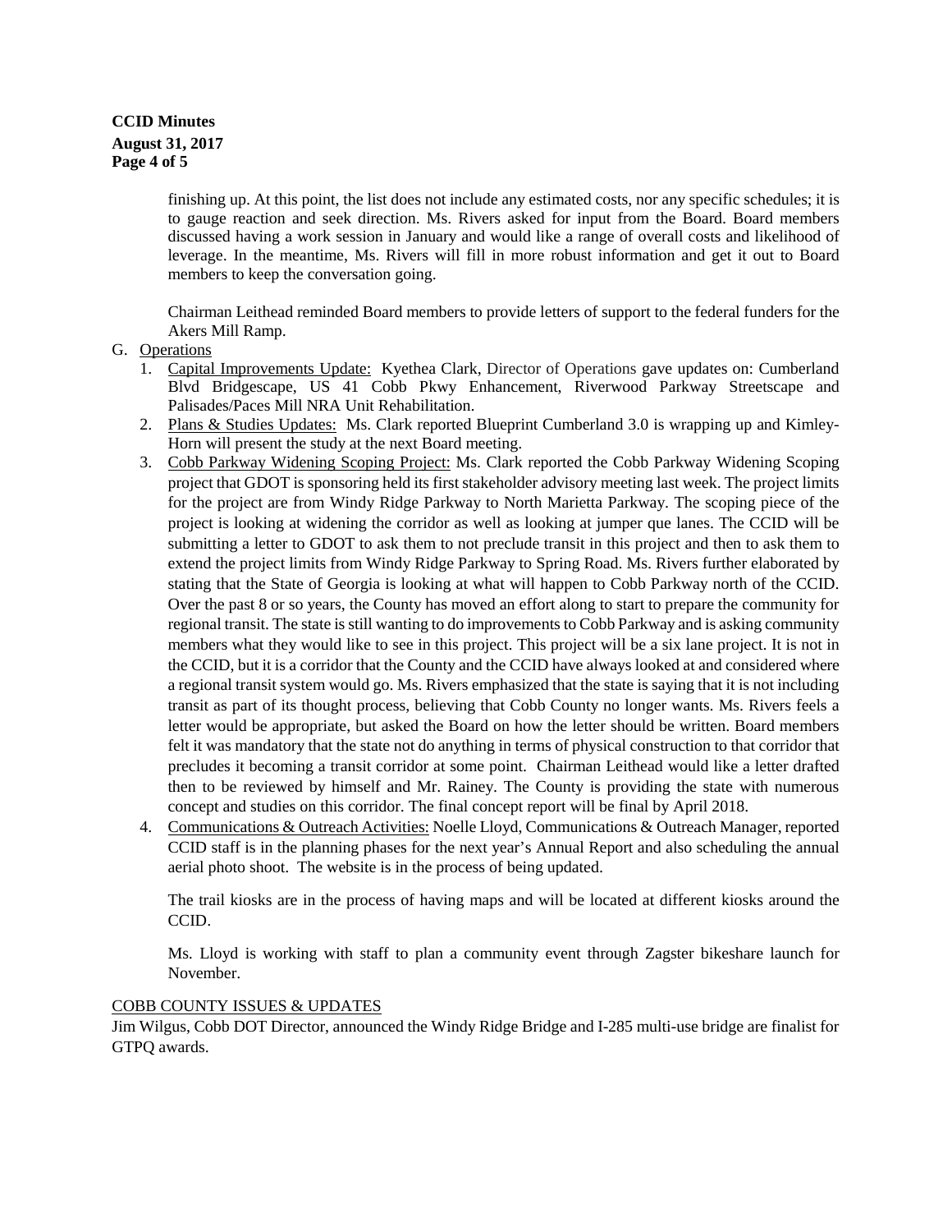finishing up. At this point, the list does not include any estimated costs, nor any specific schedules; it is to gauge reaction and seek direction. Ms. Rivers asked for input from the Board. Board members discussed having a work session in January and would like a range of overall costs and likelihood of leverage. In the meantime, Ms. Rivers will fill in more robust information and get it out to Board members to keep the conversation going.

Chairman Leithead reminded Board members to provide letters of support to the federal funders for the Akers Mill Ramp.

G. Operations
   1. Capital Improvements Update: Kyethea Clark, Director of Operations gave updates on: Cumberland Blvd Bridgescape, US 41 Cobb Pkwy Enhancement, Riverwood Parkway Streetscape and Palisades/Paces Mill NRA Unit Rehabilitation.
   2. Plans & Studies Updates: Ms. Clark reported Blueprint Cumberland 3.0 is wrapping up and Kimley-Horn will present the study at the next Board meeting.
   3. Cobb Parkway Widening Scoping Project: Ms. Clark reported the Cobb Parkway Widening Scoping project that GDOT is sponsoring held its first stakeholder advisory meeting last week. The project limits for the project are from Windy Ridge Parkway to North Marietta Parkway. The scoping piece of the project is looking at widening the corridor as well as looking at jumper que lanes. The CCID will be submitting a letter to GDOT to ask them to not preclude transit in this project and then to ask them to extend the project limits from Windy Ridge Parkway to Spring Road. Ms. Rivers further elaborated by stating that the State of Georgia is looking at what will happen to Cobb Parkway north of the CCID. Over the past 8 or so years, the County has moved an effort along to start to prepare the community for regional transit. The state is still wanting to do improvements to Cobb Parkway and is asking community members what they would like to see in this project. This project will be a six lane project. It is not in the CCID, but it is a corridor that the County and the CCID have always looked at and considered where a regional transit system would go. Ms. Rivers emphasized that the state is saying that it is not including transit as part of its thought process, believing that Cobb County no longer wants. Ms. Rivers feels a letter would be appropriate, but asked the Board on how the letter should be written. Board members felt it was mandatory that the state not do anything in terms of physical construction to that corridor that precludes it becoming a transit corridor at some point. Chairman Leithead would like a letter drafted then to be reviewed by himself and Mr. Rainey. The County is providing the state with numerous concept and studies on this corridor. The final concept report will be final by April 2018.
   4. Communications & Outreach Activities: Noelle Lloyd, Communications & Outreach Manager, reported CCID staff is in the planning phases for the next year's Annual Report and also scheduling the annual aerial photo shoot. The website is in the process of being updated.

      The trail kiosks are in the process of having maps and will be located at different kiosks around the CCID.

      Ms. Lloyd is working with staff to plan a community event through Zagster bikeshare launch for November.

COBB COUNTY ISSUES & UPDATES

Jim Wilgus, Cobb DOT Director, announced the Windy Ridge Bridge and I-285 multi-use bridge are finalist for GTPQ awards.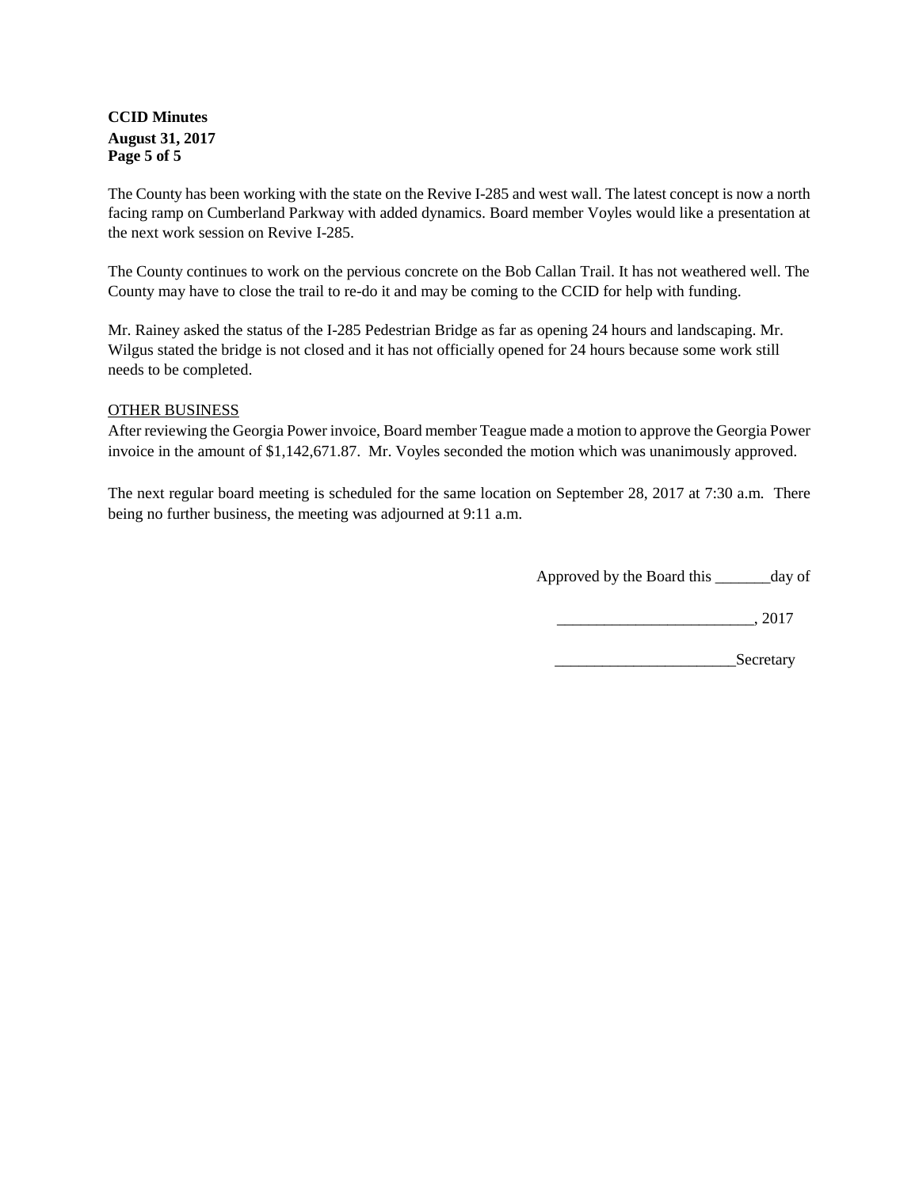The County has been working with the state on the Revive I-285 and west wall. The latest concept is now a north facing ramp on Cumberland Parkway with added dynamics. Board member Voyles would like a presentation at the next work session on Revive I-285.

The County continues to work on the pervious concrete on the Bob Callan Trail. It has not weathered well. The County may have to close the trail to re-do it and may be coming to the CCID for help with funding.

Mr. Rainey asked the status of the I-285 Pedestrian Bridge as far as opening 24 hours and landscaping. Mr. Wilgus stated the bridge is not closed and it has not officially opened for 24 hours because some work still needs to be completed.

<u>OTHER BUSINESS</u>

After reviewing the Georgia Power invoice, Board member Teague made a motion to approve the Georgia Power invoice in the amount of $1,142,671.87. Mr. Voyles seconded the motion which was unanimously approved.

The next regular board meeting is scheduled for the same location on September 28, 2017 at 7:30 a.m. There being no further business, the meeting was adjourned at 9:11 a.m.

Approved by the Board this _______day of

_________________________, 2017

_______________________Secretary